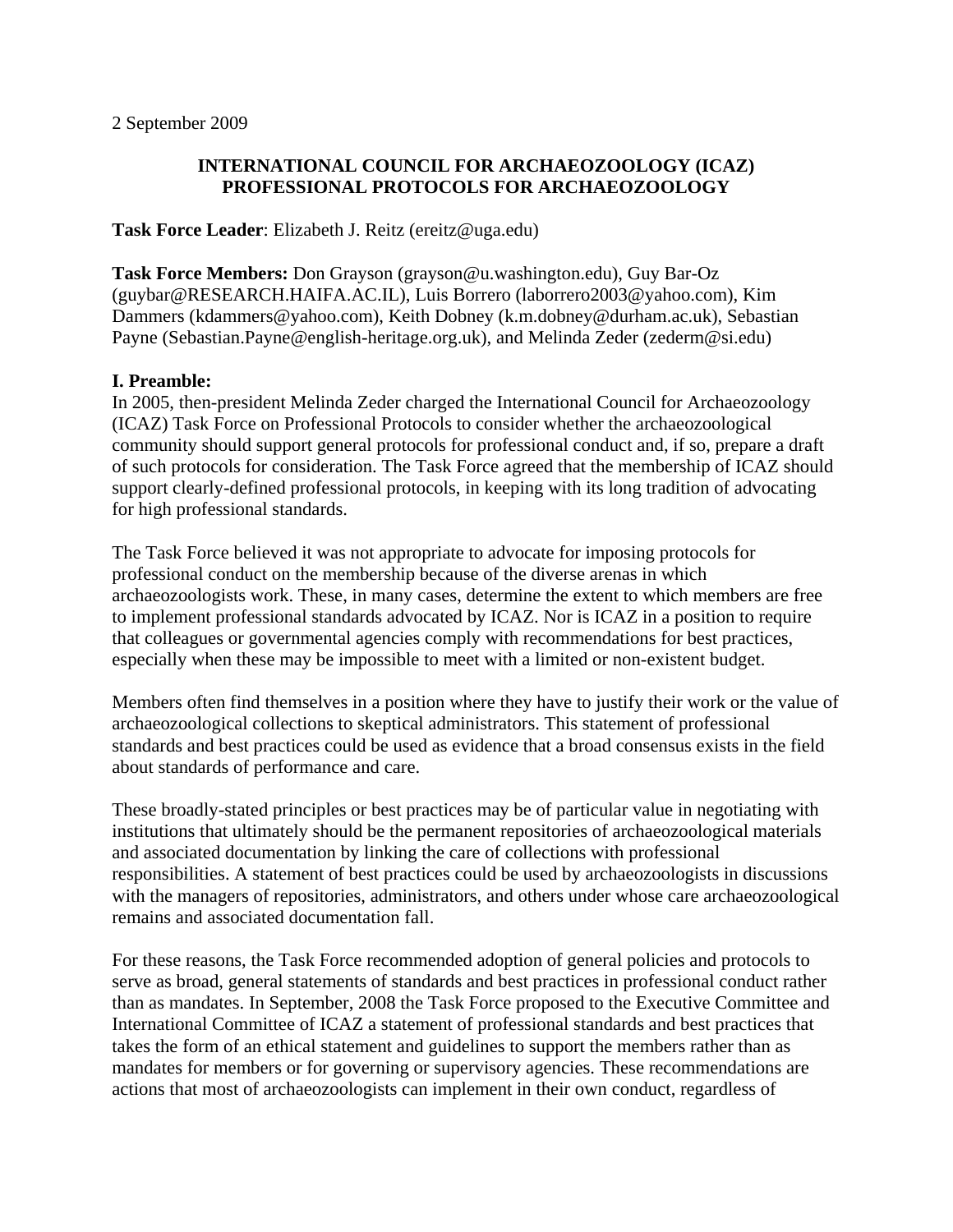2 September 2009

# INTERNATIONAL COUNCIL FOR ARCHAEOZOOLOGY (ICAZ) PROFESSIONAL PROTOCOLS FOR ARCHAEOZOOLOGY

**Task Force Leader**: Elizabeth J. Reitz (ereitz@uga.edu)

**Task Force Members:** Don Grayson (grayson@u.washington.edu), Guy Bar-Oz (guybar@RESEARCH.HAIFA.AC.IL), Luis Borrero (laborrero2003@yahoo.com), Kim Dammers (kdammers@yahoo.com), Keith Dobney (k.m.dobney@durham.ac.uk), Sebastian Payne (Sebastian.Payne@english-heritage.org.uk), and Melinda Zeder (zederm@si.edu)

## I. Preamble:

In 2005, then-president Melinda Zeder charged the International Council for Archaeozoology (ICAZ) Task Force on Professional Protocols to consider whether the archaeozoological community should support general protocols for professional conduct and, if so, prepare a draft of such protocols for consideration. The Task Force agreed that the membership of ICAZ should support clearly-defined professional protocols, in keeping with its long tradition of advocating for high professional standards.

The Task Force believed it was not appropriate to advocate for imposing protocols for professional conduct on the membership because of the diverse arenas in which archaeozoologists work. These, in many cases, determine the extent to which members are free to implement professional standards advocated by ICAZ. Nor is ICAZ in a position to require that colleagues or governmental agencies comply with recommendations for best practices, especially when these may be impossible to meet with a limited or non-existent budget.

Members often find themselves in a position where they have to justify their work or the value of archaeozoological collections to skeptical administrators. This statement of professional standards and best practices could be used as evidence that a broad consensus exists in the field about standards of performance and care.

These broadly-stated principles or best practices may be of particular value in negotiating with institutions that ultimately should be the permanent repositories of archaeozoological materials and associated documentation by linking the care of collections with professional responsibilities. A statement of best practices could be used by archaeozoologists in discussions with the managers of repositories, administrators, and others under whose care archaeozoological remains and associated documentation fall.

For these reasons, the Task Force recommended adoption of general policies and protocols to serve as broad, general statements of standards and best practices in professional conduct rather than as mandates. In September, 2008 the Task Force proposed to the Executive Committee and International Committee of ICAZ a statement of professional standards and best practices that takes the form of an ethical statement and guidelines to support the members rather than as mandates for members or for governing or supervisory agencies. These recommendations are actions that most of archaeozoologists can implement in their own conduct, regardless of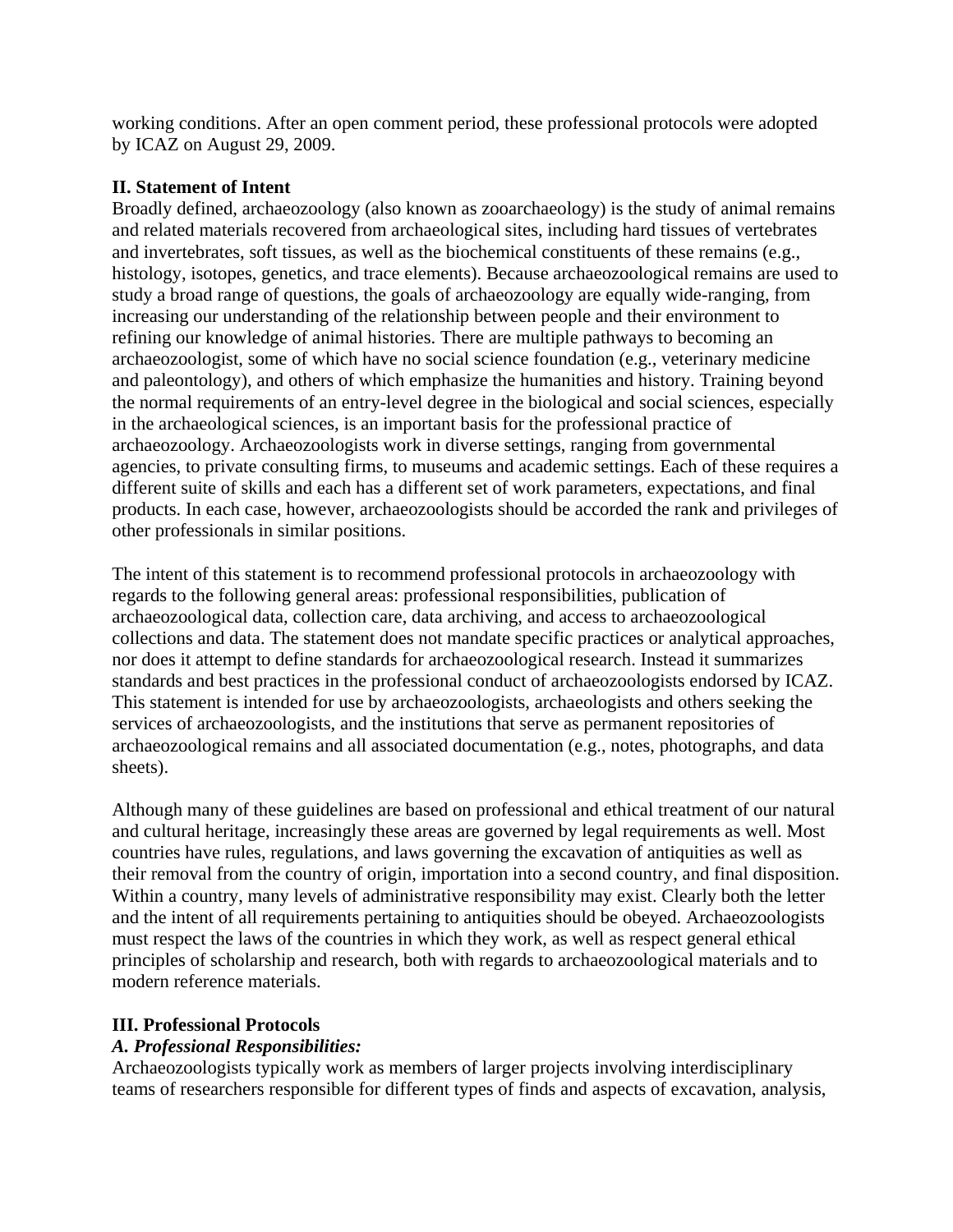working conditions. After an open comment period, these professional protocols were adopted by ICAZ on August 29, 2009.

## II. Statement of Intent

Broadly defined, archaeozoology (also known as zooarchaeology) is the study of animal remains and related materials recovered from archaeological sites, including hard tissues of vertebrates and invertebrates, soft tissues, as well as the biochemical constituents of these remains (e.g., histology, isotopes, genetics, and trace elements). Because archaeozoological remains are used to study a broad range of questions, the goals of archaeozoology are equally wide-ranging, from increasing our understanding of the relationship between people and their environment to refining our knowledge of animal histories. There are multiple pathways to becoming an archaeozoologist, some of which have no social science foundation (e.g., veterinary medicine and paleontology), and others of which emphasize the humanities and history. Training beyond the normal requirements of an entry-level degree in the biological and social sciences, especially in the archaeological sciences, is an important basis for the professional practice of archaeozoology. Archaeozoologists work in diverse settings, ranging from governmental agencies, to private consulting firms, to museums and academic settings. Each of these requires a different suite of skills and each has a different set of work parameters, expectations, and final products. In each case, however, archaeozoologists should be accorded the rank and privileges of other professionals in similar positions.

The intent of this statement is to recommend professional protocols in archaeozoology with regards to the following general areas: professional responsibilities, publication of archaeozoological data, collection care, data archiving, and access to archaeozoological collections and data. The statement does not mandate specific practices or analytical approaches, nor does it attempt to define standards for archaeozoological research. Instead it summarizes standards and best practices in the professional conduct of archaeozoologists endorsed by ICAZ. This statement is intended for use by archaeozoologists, archaeologists and others seeking the services of archaeozoologists, and the institutions that serve as permanent repositories of archaeozoological remains and all associated documentation (e.g., notes, photographs, and data sheets).

Although many of these guidelines are based on professional and ethical treatment of our natural and cultural heritage, increasingly these areas are governed by legal requirements as well. Most countries have rules, regulations, and laws governing the excavation of antiquities as well as their removal from the country of origin, importation into a second country, and final disposition. Within a country, many levels of administrative responsibility may exist. Clearly both the letter and the intent of all requirements pertaining to antiquities should be obeyed. Archaeozoologists must respect the laws of the countries in which they work, as well as respect general ethical principles of scholarship and research, both with regards to archaeozoological materials and to modern reference materials.

## III. Professional Protocols

### *A. Professional Responsibilities:*

Archaeozoologists typically work as members of larger projects involving interdisciplinary teams of researchers responsible for different types of finds and aspects of excavation, analysis,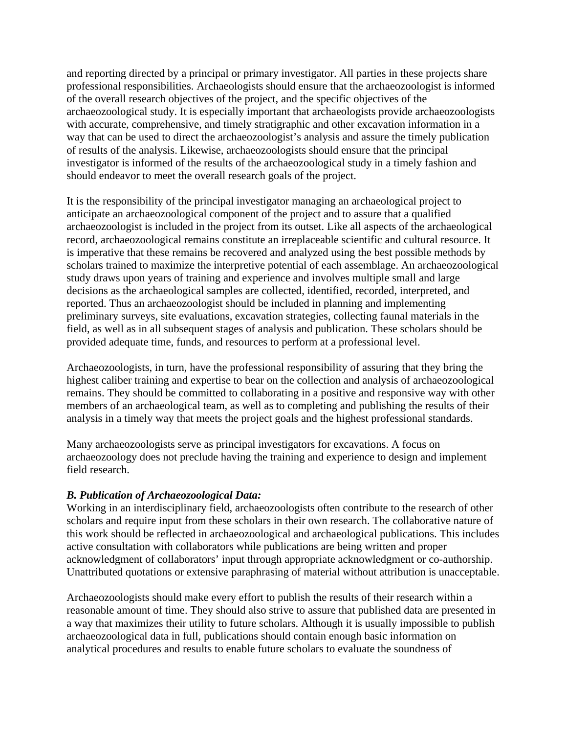and reporting directed by a principal or primary investigator. All parties in these projects share professional responsibilities. Archaeologists should ensure that the archaeozoologist is informed of the overall research objectives of the project, and the specific objectives of the archaeozoological study. It is especially important that archaeologists provide archaeozoologists with accurate, comprehensive, and timely stratigraphic and other excavation information in a way that can be used to direct the archaeozoologist's analysis and assure the timely publication of results of the analysis. Likewise, archaeozoologists should ensure that the principal investigator is informed of the results of the archaeozoological study in a timely fashion and should endeavor to meet the overall research goals of the project.

It is the responsibility of the principal investigator managing an archaeological project to anticipate an archaeozoological component of the project and to assure that a qualified archaeozoologist is included in the project from its outset. Like all aspects of the archaeological record, archaeozoological remains constitute an irreplaceable scientific and cultural resource. It is imperative that these remains be recovered and analyzed using the best possible methods by scholars trained to maximize the interpretive potential of each assemblage. An archaeozoological study draws upon years of training and experience and involves multiple small and large decisions as the archaeological samples are collected, identified, recorded, interpreted, and reported. Thus an archaeozoologist should be included in planning and implementing preliminary surveys, site evaluations, excavation strategies, collecting faunal materials in the field, as well as in all subsequent stages of analysis and publication. These scholars should be provided adequate time, funds, and resources to perform at a professional level.

Archaeozoologists, in turn, have the professional responsibility of assuring that they bring the highest caliber training and expertise to bear on the collection and analysis of archaeozoological remains. They should be committed to collaborating in a positive and responsive way with other members of an archaeological team, as well as to completing and publishing the results of their analysis in a timely way that meets the project goals and the highest professional standards.

Many archaeozoologists serve as principal investigators for excavations. A focus on archaeozoology does not preclude having the training and experience to design and implement field research.

***B. Publication of Archaeozoological Data:***

Working in an interdisciplinary field, archaeozoologists often contribute to the research of other scholars and require input from these scholars in their own research. The collaborative nature of this work should be reflected in archaeozoological and archaeological publications. This includes active consultation with collaborators while publications are being written and proper acknowledgment of collaborators' input through appropriate acknowledgment or co-authorship. Unattributed quotations or extensive paraphrasing of material without attribution is unacceptable.

Archaeozoologists should make every effort to publish the results of their research within a reasonable amount of time. They should also strive to assure that published data are presented in a way that maximizes their utility to future scholars. Although it is usually impossible to publish archaeozoological data in full, publications should contain enough basic information on analytical procedures and results to enable future scholars to evaluate the soundness of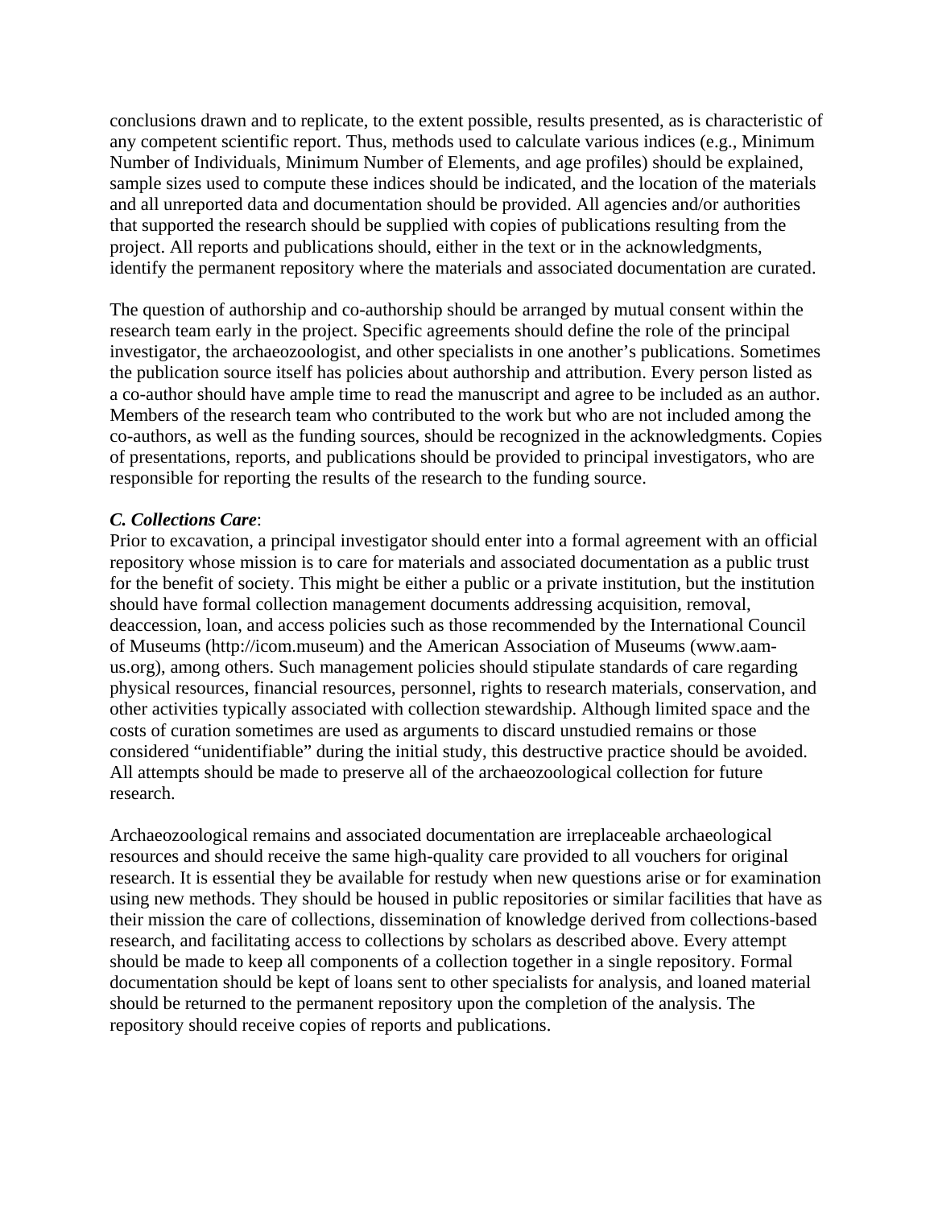conclusions drawn and to replicate, to the extent possible, results presented, as is characteristic of any competent scientific report. Thus, methods used to calculate various indices (e.g., Minimum Number of Individuals, Minimum Number of Elements, and age profiles) should be explained, sample sizes used to compute these indices should be indicated, and the location of the materials and all unreported data and documentation should be provided. All agencies and/or authorities that supported the research should be supplied with copies of publications resulting from the project. All reports and publications should, either in the text or in the acknowledgments, identify the permanent repository where the materials and associated documentation are curated.

The question of authorship and co-authorship should be arranged by mutual consent within the research team early in the project. Specific agreements should define the role of the principal investigator, the archaeozoologist, and other specialists in one another's publications. Sometimes the publication source itself has policies about authorship and attribution. Every person listed as a co-author should have ample time to read the manuscript and agree to be included as an author. Members of the research team who contributed to the work but who are not included among the co-authors, as well as the funding sources, should be recognized in the acknowledgments. Copies of presentations, reports, and publications should be provided to principal investigators, who are responsible for reporting the results of the research to the funding source.

***C. Collections Care***:

Prior to excavation, a principal investigator should enter into a formal agreement with an official repository whose mission is to care for materials and associated documentation as a public trust for the benefit of society. This might be either a public or a private institution, but the institution should have formal collection management documents addressing acquisition, removal, deaccession, loan, and access policies such as those recommended by the International Council of Museums (http://icom.museum) and the American Association of Museums (www.aam-us.org), among others. Such management policies should stipulate standards of care regarding physical resources, financial resources, personnel, rights to research materials, conservation, and other activities typically associated with collection stewardship. Although limited space and the costs of curation sometimes are used as arguments to discard unstudied remains or those considered "unidentifiable" during the initial study, this destructive practice should be avoided. All attempts should be made to preserve all of the archaeozoological collection for future research.

Archaeozoological remains and associated documentation are irreplaceable archaeological resources and should receive the same high-quality care provided to all vouchers for original research. It is essential they be available for restudy when new questions arise or for examination using new methods. They should be housed in public repositories or similar facilities that have as their mission the care of collections, dissemination of knowledge derived from collections-based research, and facilitating access to collections by scholars as described above. Every attempt should be made to keep all components of a collection together in a single repository. Formal documentation should be kept of loans sent to other specialists for analysis, and loaned material should be returned to the permanent repository upon the completion of the analysis. The repository should receive copies of reports and publications.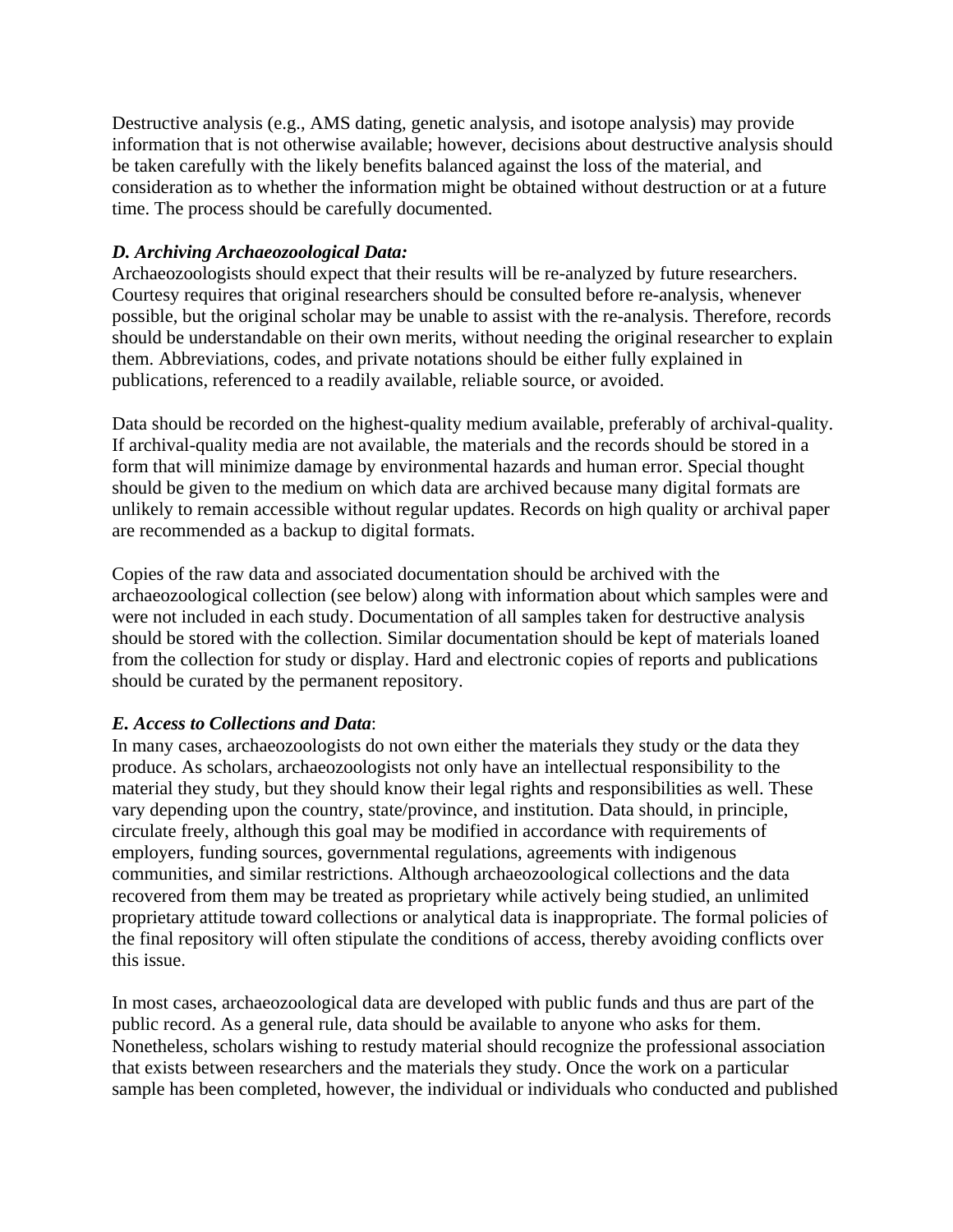Destructive analysis (e.g., AMS dating, genetic analysis, and isotope analysis) may provide information that is not otherwise available; however, decisions about destructive analysis should be taken carefully with the likely benefits balanced against the loss of the material, and consideration as to whether the information might be obtained without destruction or at a future time. The process should be carefully documented.

***D. Archiving Archaeozoological Data:***

Archaeozoologists should expect that their results will be re-analyzed by future researchers. Courtesy requires that original researchers should be consulted before re-analysis, whenever possible, but the original scholar may be unable to assist with the re-analysis. Therefore, records should be understandable on their own merits, without needing the original researcher to explain them. Abbreviations, codes, and private notations should be either fully explained in publications, referenced to a readily available, reliable source, or avoided.

Data should be recorded on the highest-quality medium available, preferably of archival-quality. If archival-quality media are not available, the materials and the records should be stored in a form that will minimize damage by environmental hazards and human error. Special thought should be given to the medium on which data are archived because many digital formats are unlikely to remain accessible without regular updates. Records on high quality or archival paper are recommended as a backup to digital formats.

Copies of the raw data and associated documentation should be archived with the archaeozoological collection (see below) along with information about which samples were and were not included in each study. Documentation of all samples taken for destructive analysis should be stored with the collection. Similar documentation should be kept of materials loaned from the collection for study or display. Hard and electronic copies of reports and publications should be curated by the permanent repository.

***E. Access to Collections and Data***:

In many cases, archaeozoologists do not own either the materials they study or the data they produce. As scholars, archaeozoologists not only have an intellectual responsibility to the material they study, but they should know their legal rights and responsibilities as well. These vary depending upon the country, state/province, and institution. Data should, in principle, circulate freely, although this goal may be modified in accordance with requirements of employers, funding sources, governmental regulations, agreements with indigenous communities, and similar restrictions. Although archaeozoological collections and the data recovered from them may be treated as proprietary while actively being studied, an unlimited proprietary attitude toward collections or analytical data is inappropriate. The formal policies of the final repository will often stipulate the conditions of access, thereby avoiding conflicts over this issue.

In most cases, archaeozoological data are developed with public funds and thus are part of the public record. As a general rule, data should be available to anyone who asks for them. Nonetheless, scholars wishing to restudy material should recognize the professional association that exists between researchers and the materials they study. Once the work on a particular sample has been completed, however, the individual or individuals who conducted and published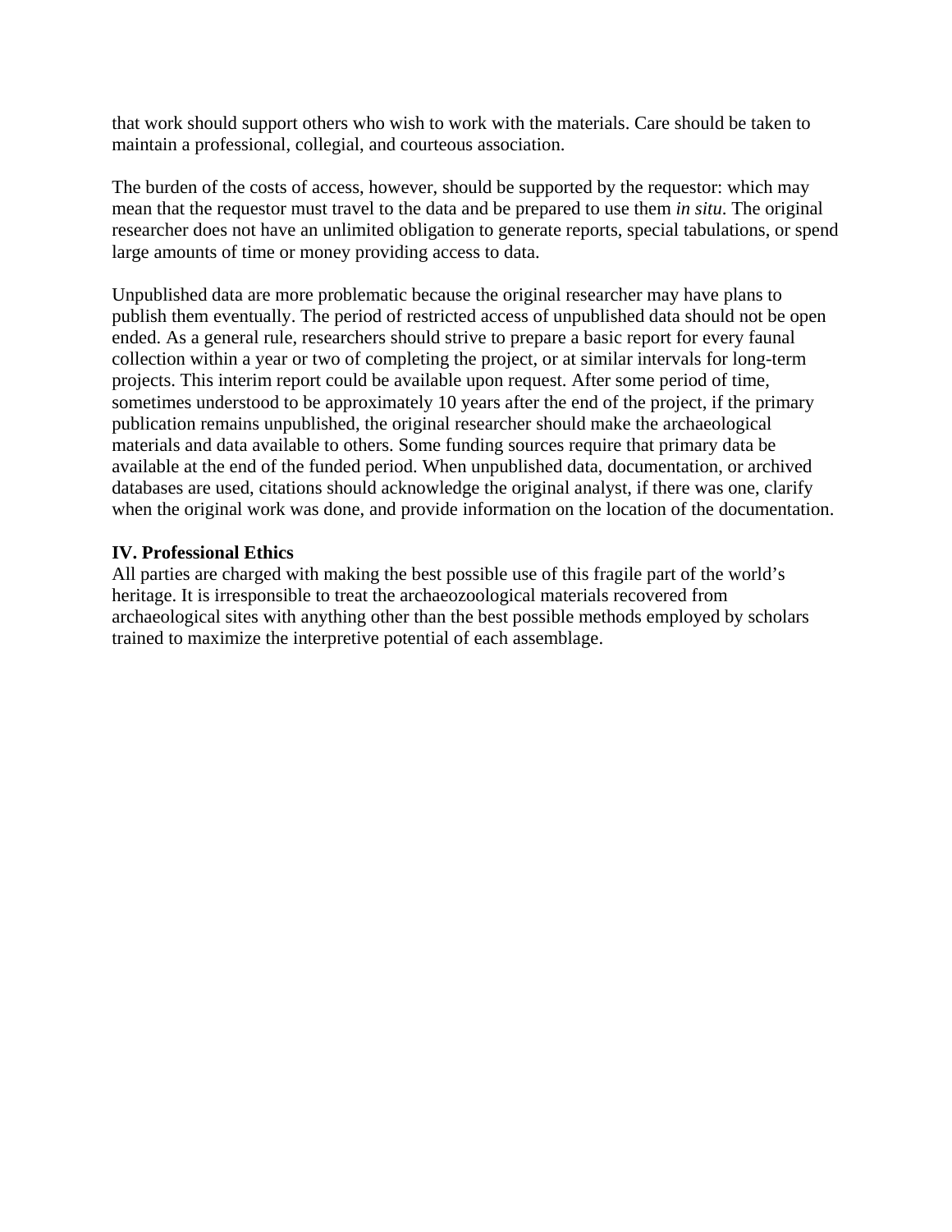that work should support others who wish to work with the materials. Care should be taken to maintain a professional, collegial, and courteous association.

The burden of the costs of access, however, should be supported by the requestor: which may mean that the requestor must travel to the data and be prepared to use them *in situ*. The original researcher does not have an unlimited obligation to generate reports, special tabulations, or spend large amounts of time or money providing access to data.

Unpublished data are more problematic because the original researcher may have plans to publish them eventually. The period of restricted access of unpublished data should not be open ended. As a general rule, researchers should strive to prepare a basic report for every faunal collection within a year or two of completing the project, or at similar intervals for long-term projects. This interim report could be available upon request. After some period of time, sometimes understood to be approximately 10 years after the end of the project, if the primary publication remains unpublished, the original researcher should make the archaeological materials and data available to others. Some funding sources require that primary data be available at the end of the funded period. When unpublished data, documentation, or archived databases are used, citations should acknowledge the original analyst, if there was one, clarify when the original work was done, and provide information on the location of the documentation.

## IV. Professional Ethics

All parties are charged with making the best possible use of this fragile part of the world's heritage. It is irresponsible to treat the archaeozoological materials recovered from archaeological sites with anything other than the best possible methods employed by scholars trained to maximize the interpretive potential of each assemblage.